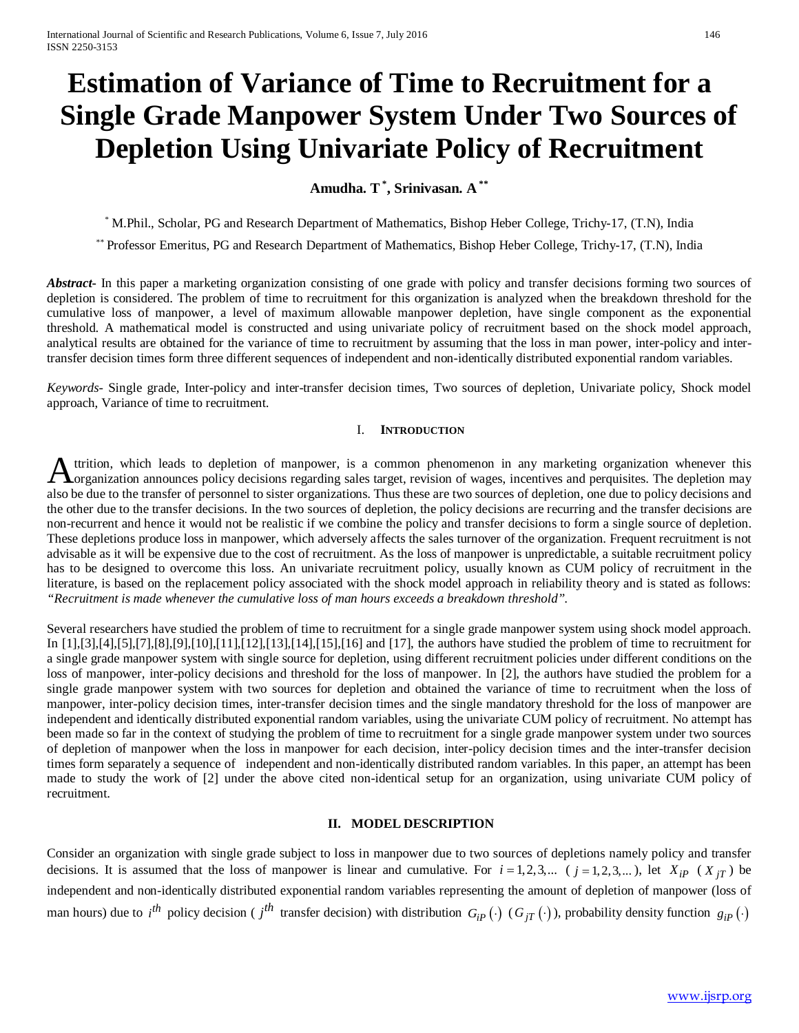# Estimation of Variance of Time to Recruitment for a Single Grade Manpower System Under Two Sources of Depletion Using Univariate Policy of Recruitment

**Amudha. T [*], Srinivasan. A [**]**

[*] M.Phil., Scholar, PG and Research Department of Mathematics, Bishop Heber College, Trichy-17, (T.N), India

[**] Professor Emeritus, PG and Research Department of Mathematics, Bishop Heber College, Trichy-17, (T.N), India

***Abstract-*** In this paper a marketing organization consisting of one grade with policy and transfer decisions forming two sources of depletion is considered. The problem of time to recruitment for this organization is analyzed when the breakdown threshold for the cumulative loss of manpower, a level of maximum allowable manpower depletion, have single component as the exponential threshold. A mathematical model is constructed and using univariate policy of recruitment based on the shock model approach, analytical results are obtained for the variance of time to recruitment by assuming that the loss in man power, inter-policy and inter-transfer decision times form three different sequences of independent and non-identically distributed exponential random variables.

*Keywords-* Single grade, Inter-policy and inter-transfer decision times, Two sources of depletion, Univariate policy, Shock model approach, Variance of time to recruitment.

## I. Introduction

Attrition, which leads to depletion of manpower, is a common phenomenon in any marketing organization whenever this organization announces policy decisions regarding sales target, revision of wages, incentives and perquisites. The depletion may also be due to the transfer of personnel to sister organizations. Thus these are two sources of depletion, one due to policy decisions and the other due to the transfer decisions. In the two sources of depletion, the policy decisions are recurring and the transfer decisions are non-recurrent and hence it would not be realistic if we combine the policy and transfer decisions to form a single source of depletion. These depletions produce loss in manpower, which adversely affects the sales turnover of the organization. Frequent recruitment is not advisable as it will be expensive due to the cost of recruitment. As the loss of manpower is unpredictable, a suitable recruitment policy has to be designed to overcome this loss. An univariate recruitment policy, usually known as CUM policy of recruitment in the literature, is based on the replacement policy associated with the shock model approach in reliability theory and is stated as follows: *"Recruitment is made whenever the cumulative loss of man hours exceeds a breakdown threshold".*

Several researchers have studied the problem of time to recruitment for a single grade manpower system using shock model approach. In [1],[3],[4],[5],[7],[8],[9],[10],[11],[12],[13],[14],[15],[16] and [17], the authors have studied the problem of time to recruitment for a single grade manpower system with single source for depletion, using different recruitment policies under different conditions on the loss of manpower, inter-policy decisions and threshold for the loss of manpower. In [2], the authors have studied the problem for a single grade manpower system with two sources for depletion and obtained the variance of time to recruitment when the loss of manpower, inter-policy decision times, inter-transfer decision times and the single mandatory threshold for the loss of manpower are independent and identically distributed exponential random variables, using the univariate CUM policy of recruitment. No attempt has been made so far in the context of studying the problem of time to recruitment for a single grade manpower system under two sources of depletion of manpower when the loss in manpower for each decision, inter-policy decision times and the inter-transfer decision times form separately a sequence of independent and non-identically distributed random variables. In this paper, an attempt has been made to study the work of [2] under the above cited non-identical setup for an organization, using univariate CUM policy of recruitment.

## II. Model Description

Consider an organization with single grade subject to loss in manpower due to two sources of depletions namely policy and transfer decisions. It is assumed that the loss of manpower is linear and cumulative. For $i = 1,2,3,...$ ( $j = 1,2,3,...$ ), let $X_{iP}$ ( $X_{jT}$ ) be independent and non-identically distributed exponential random variables representing the amount of depletion of manpower (loss of man hours) due to $i^{th}$ policy decision ( $j^{th}$ transfer decision) with distribution $G_{iP}(\cdot)$ ( $G_{jT}(\cdot)$ ), probability density function $g_{iP}(\cdot)$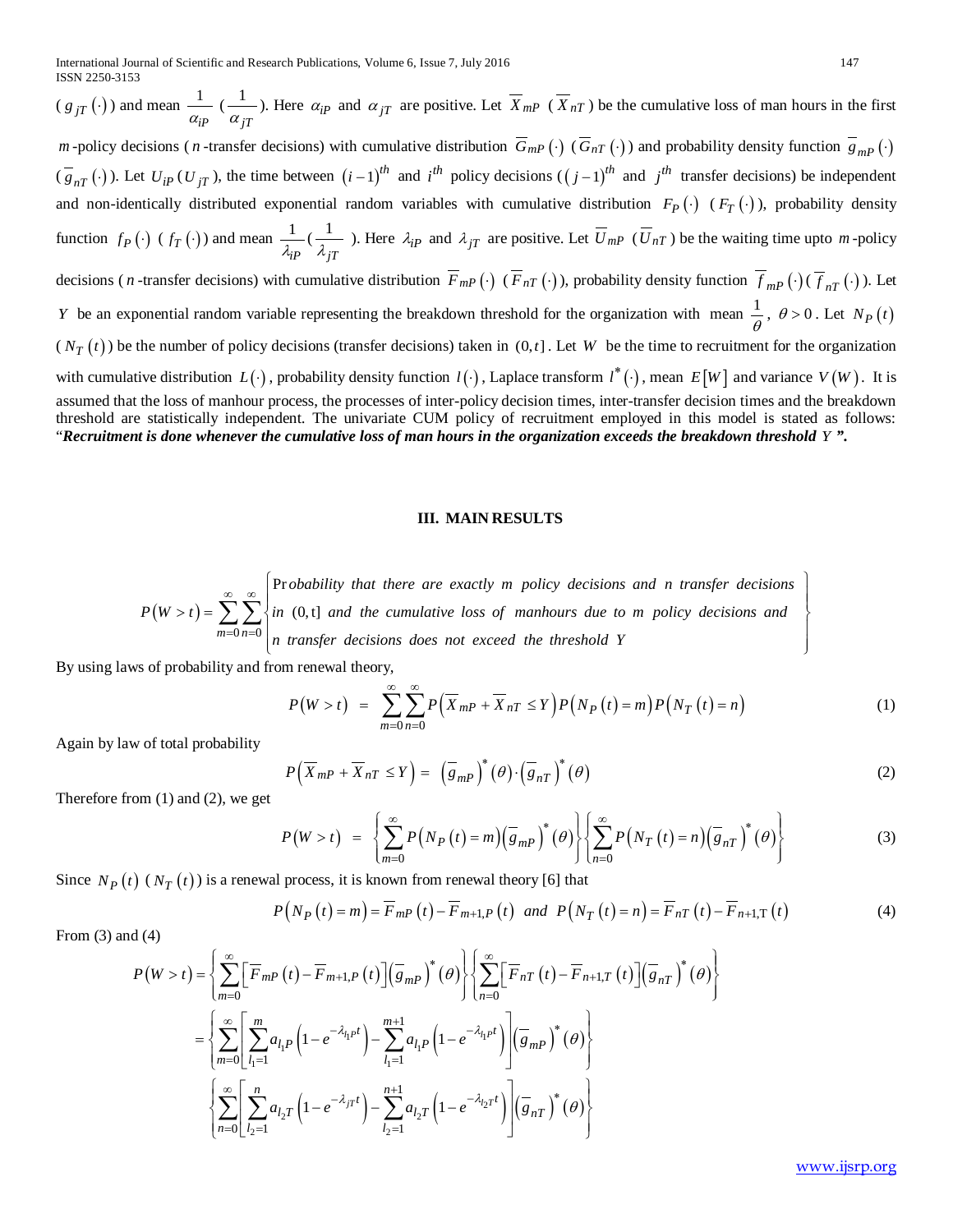($g_{jT}(\cdot)$) and mean $\frac{1}{\alpha_{iP}}$ ($\frac{1}{\alpha_{jT}}$). Here $\alpha_{iP}$ and $\alpha_{jT}$ are positive. Let $\overline{X}_{mP}$ ($\overline{X}_{nT}$) be the cumulative loss of man hours in the first $m$-policy decisions ($n$-transfer decisions) with cumulative distribution $\overline{G}_{mP}(\cdot)$ ($\overline{G}_{nT}(\cdot)$) and probability density function $\overline{g}_{mP}(\cdot)$ ($\overline{g}_{nT}(\cdot)$). Let $U_{iP}$ ($U_{jT}$), the time between $(i-1)^{th}$ and $i^{th}$ policy decisions ($(j-1)^{th}$ and $j^{th}$ transfer decisions) be independent and non-identically distributed exponential random variables with cumulative distribution $F_P(\cdot)$ ($F_T(\cdot)$), probability density function $f_P(\cdot)$ ($f_T(\cdot)$) and mean $\frac{1}{\lambda_{iP}}$($\frac{1}{\lambda_{jT}}$). Here $\lambda_{iP}$ and $\lambda_{jT}$ are positive. Let $\overline{U}_{mP}$ ($\overline{U}_{nT}$) be the waiting time upto $m$-policy decisions ($n$-transfer decisions) with cumulative distribution $\overline{F}_{mP}(\cdot)$ ($\overline{F}_{nT}(\cdot)$), probability density function $\overline{f}_{mP}(\cdot)$($\overline{f}_{nT}(\cdot)$). Let $Y$ be an exponential random variable representing the breakdown threshold for the organization with mean $\frac{1}{\theta}$, $\theta > 0$. Let $N_P(t)$ ($N_T(t)$) be the number of policy decisions (transfer decisions) taken in $(0,t]$. Let $W$ be the time to recruitment for the organization with cumulative distribution $L(\cdot)$, probability density function $l(\cdot)$, Laplace transform $l^*(\cdot)$, mean $E[W]$ and variance $V(W)$. It is assumed that the loss of manhour process, the processes of inter-policy decision times, inter-transfer decision times and the breakdown threshold are statistically independent. The univariate CUM policy of recruitment employed in this model is stated as follows: "***Recruitment is done whenever the cumulative loss of man hours in the organization exceeds the breakdown threshold $Y$".***

## III. MAIN RESULTS

$$P(W>t)=\sum_{m=0}^{\infty}\sum_{n=0}^{\infty}\left\{\begin{array}{l}\Pr \textit{obability that there are exactly } m \textit{ policy decisions and } n \textit{ transfer decisions} \\ \textit{in } (0,t] \textit{ and the cumulative loss of manhours due to } m \textit{ policy decisions and} \\ n \textit{ transfer decisions does not exceed the threshold } Y\end{array}\right\}$$

By using laws of probability and from renewal theory,

$$P(W>t) = \sum_{m=0}^{\infty}\sum_{n=0}^{\infty} P\left(\overline{X}_{mP}+\overline{X}_{nT} \le Y\right) P\left(N_P(t)=m\right) P\left(N_T(t)=n\right) \tag{1}$$

Again by law of total probability

$$P\left(\overline{X}_{mP}+\overline{X}_{nT} \le Y\right) = \left(\overline{g}_{mP}\right)^*(\theta)\cdot\left(\overline{g}_{nT}\right)^*(\theta) \tag{2}$$

Therefore from (1) and (2), we get

$$P(W>t) = \left\{\sum_{m=0}^{\infty} P\left(N_P(t)=m\right)\left(\overline{g}_{mP}\right)^*(\theta)\right\}\left\{\sum_{n=0}^{\infty} P\left(N_T(t)=n\right)\left(\overline{g}_{nT}\right)^*(\theta)\right\} \tag{3}$$

Since $N_P(t)$ ($N_T(t)$) is a renewal process, it is known from renewal theory [6] that

$$P\left(N_P(t)=m\right)=\overline{F}_{mP}(t)-\overline{F}_{m+1,P}(t) \;\; and \;\; P\left(N_T(t)=n\right)=\overline{F}_{nT}(t)-\overline{F}_{n+1,\mathrm{T}}(t) \tag{4}$$

From (3) and (4)

$$\begin{aligned} P(W>t) &= \left\{\sum_{m=0}^{\infty}\left[\overline{F}_{mP}(t)-\overline{F}_{m+1,P}(t)\right]\left(\overline{g}_{mP}\right)^*(\theta)\right\}\left\{\sum_{n=0}^{\infty}\left[\overline{F}_{nT}(t)-\overline{F}_{n+1,T}(t)\right]\left(\overline{g}_{nT}\right)^*(\theta)\right\} \\ &= \left\{\sum_{m=0}^{\infty}\left[\sum_{l_1=1}^{m} a_{l_1P}\left(1-e^{-\lambda_{l_1P}t}\right)-\sum_{l_1=1}^{m+1} a_{l_1P}\left(1-e^{-\lambda_{l_1P}t}\right)\right]\left(\overline{g}_{mP}\right)^*(\theta)\right\} \\ &\quad \left\{\sum_{n=0}^{\infty}\left[\sum_{l_2=1}^{n} a_{l_2T}\left(1-e^{-\lambda_{jT}t}\right)-\sum_{l_2=1}^{n+1} a_{l_2T}\left(1-e^{-\lambda_{l_2T}t}\right)\right]\left(\overline{g}_{nT}\right)^*(\theta)\right\} \end{aligned}$$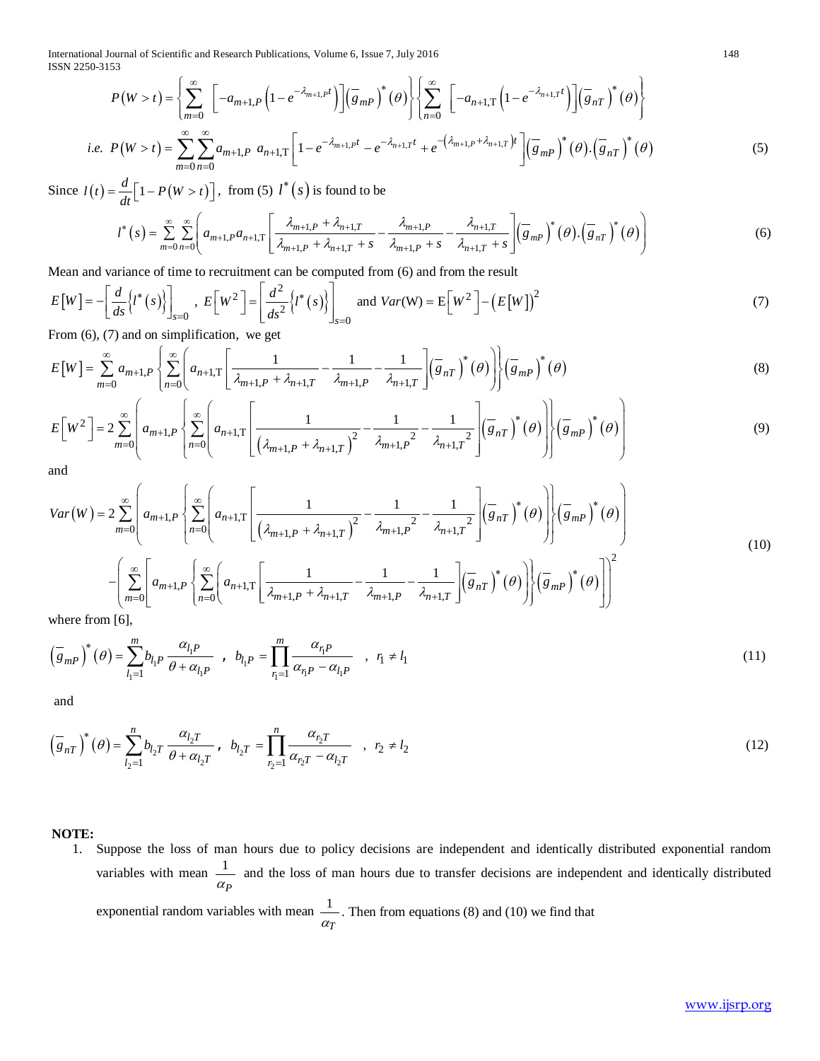$$P(W>t)=\left\{\sum_{m=0}^{\infty}\left[-a_{m+1,P}\left(1-e^{-\lambda_{m+1,P}t}\right)\right]\left(\overline{g}_{mP}\right)^{*}(\theta)\right\}\left\{\sum_{n=0}^{\infty}\left[-a_{n+1,T}\left(1-e^{-\lambda_{n+1,T}t}\right)\right]\left(\overline{g}_{nT}\right)^{*}(\theta)\right\}$$

$$i.e.\ P(W>t)=\sum_{m=0}^{\infty}\sum_{n=0}^{\infty}a_{m+1,P}\ a_{n+1,T}\left[1-e^{-\lambda_{m+1,P}t}-e^{-\lambda_{n+1,T}t}+e^{-\left(\lambda_{m+1,P}+\lambda_{n+1,T}\right)t}\right]\left(\overline{g}_{mP}\right)^{*}(\theta).\left(\overline{g}_{nT}\right)^{*}(\theta) \tag{5}$$

Since $l(t)=\frac{d}{dt}\left[1-P(W>t)\right]$, from (5) $l^{*}(s)$ is found to be

$$l^{*}(s)=\sum_{m=0}^{\infty}\sum_{n=0}^{\infty}\left(a_{m+1,P}a_{n+1,T}\left[\frac{\lambda_{m+1,P}+\lambda_{n+1,T}}{\lambda_{m+1,P}+\lambda_{n+1,T}+s}-\frac{\lambda_{m+1,P}}{\lambda_{m+1,P}+s}-\frac{\lambda_{n+1,T}}{\lambda_{n+1,T}+s}\right]\left(\overline{g}_{mP}\right)^{*}(\theta).\left(\overline{g}_{nT}\right)^{*}(\theta)\right) \tag{6}$$

Mean and variance of time to recruitment can be computed from (6) and from the result

$$E[W]=-\left[\frac{d}{ds}\left\{l^{*}(s)\right\}\right]_{s=0},\ E\left[W^{2}\right]=\left[\frac{d^{2}}{ds^{2}}\left\{l^{*}(s)\right\}\right]_{s=0}\ \text{and}\ Var(W)=E\left[W^{2}\right]-\left(E[W]\right)^{2} \tag{7}$$

From (6), (7) and on simplification, we get

$$E[W]=\sum_{m=0}^{\infty}a_{m+1,P}\left\{\sum_{n=0}^{\infty}\left(a_{n+1,T}\left[\frac{1}{\lambda_{m+1,P}+\lambda_{n+1,T}}-\frac{1}{\lambda_{m+1,P}}-\frac{1}{\lambda_{n+1,T}}\right]\left(\overline{g}_{nT}\right)^{*}(\theta)\right)\right\}\left(\overline{g}_{mP}\right)^{*}(\theta) \tag{8}$$

$$E\left[W^{2}\right]=2\sum_{m=0}^{\infty}\left(a_{m+1,P}\left\{\sum_{n=0}^{\infty}\left(a_{n+1,T}\left[\frac{1}{\left(\lambda_{m+1,P}+\lambda_{n+1,T}\right)^{2}}-\frac{1}{\lambda_{m+1,P}^{2}}-\frac{1}{\lambda_{n+1,T}^{2}}\right]\left(\overline{g}_{nT}\right)^{*}(\theta)\right)\right\}\left(\overline{g}_{mP}\right)^{*}(\theta)\right) \tag{9}$$

and

$$\begin{aligned}Var(W)=&\,2\sum_{m=0}^{\infty}\left(a_{m+1,P}\left\{\sum_{n=0}^{\infty}\left(a_{n+1,T}\left[\frac{1}{\left(\lambda_{m+1,P}+\lambda_{n+1,T}\right)^{2}}-\frac{1}{\lambda_{m+1,P}^{2}}-\frac{1}{\lambda_{n+1,T}^{2}}\right]\left(\overline{g}_{nT}\right)^{*}(\theta)\right)\right\}\left(\overline{g}_{mP}\right)^{*}(\theta)\right)\\&-\left(\sum_{m=0}^{\infty}\left[a_{m+1,P}\left\{\sum_{n=0}^{\infty}\left(a_{n+1,T}\left[\frac{1}{\lambda_{m+1,P}+\lambda_{n+1,T}}-\frac{1}{\lambda_{m+1,P}}-\frac{1}{\lambda_{n+1,T}}\right]\left(\overline{g}_{nT}\right)^{*}(\theta)\right)\right\}\left(\overline{g}_{mP}\right)^{*}(\theta)\right]\right)^{2}\end{aligned} \tag{10}$$

where from [6],

$$\left(\overline{g}_{mP}\right)^{*}(\theta)=\sum_{l_1=1}^{m}b_{l_1P}\frac{\alpha_{l_1P}}{\theta+\alpha_{l_1P}}\ ,\ b_{l_1P}=\prod_{r_1=1}^{m}\frac{\alpha_{r_1P}}{\alpha_{r_1P}-\alpha_{l_1P}}\ ,\ r_1\neq l_1 \tag{11}$$

and

$$\left(\overline{g}_{nT}\right)^{*}(\theta)=\sum_{l_2=1}^{n}b_{l_2T}\frac{\alpha_{l_2T}}{\theta+\alpha_{l_2T}}\ ,\ b_{l_2T}=\prod_{r_2=1}^{n}\frac{\alpha_{r_2T}}{\alpha_{r_2T}-\alpha_{l_2T}}\ ,\ r_2\neq l_2 \tag{12}$$

**NOTE:**

1. Suppose the loss of man hours due to policy decisions are independent and identically distributed exponential random variables with mean $\frac{1}{\alpha_P}$ and the loss of man hours due to transfer decisions are independent and identically distributed exponential random variables with mean $\frac{1}{\alpha_T}$. Then from equations (8) and (10) we find that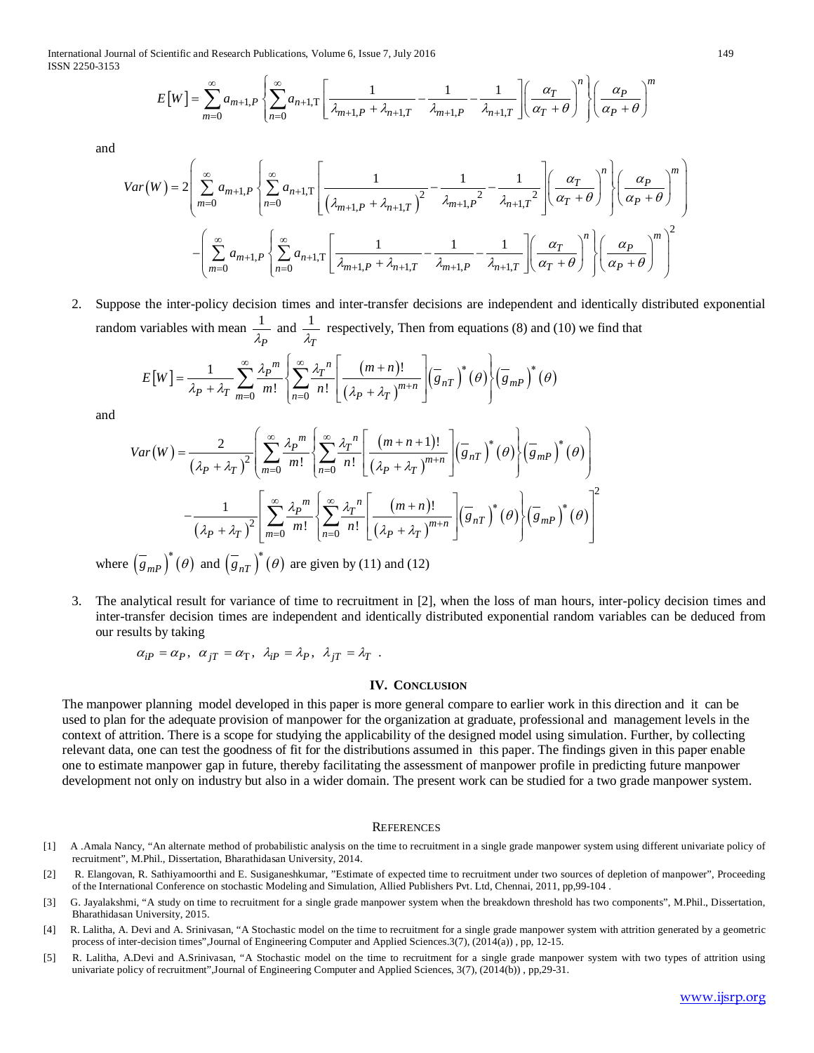$$E[W] = \sum_{m=0}^{\infty} a_{m+1,P} \left\{ \sum_{n=0}^{\infty} a_{n+1,\mathrm{T}} \left[ \frac{1}{\lambda_{m+1,P} + \lambda_{n+1,T}} - \frac{1}{\lambda_{m+1,P}} - \frac{1}{\lambda_{n+1,T}} \right] \left( \frac{\alpha_T}{\alpha_T + \theta} \right)^n \right\} \left( \frac{\alpha_P}{\alpha_P + \theta} \right)^m$$

and

$$Var(W) = 2 \left( \sum_{m=0}^{\infty} a_{m+1,P} \left\{ \sum_{n=0}^{\infty} a_{n+1,\mathrm{T}} \left[ \frac{1}{\left(\lambda_{m+1,P} + \lambda_{n+1,T}\right)^2} - \frac{1}{\lambda_{m+1,P}{}^2} - \frac{1}{\lambda_{n+1,T}{}^2} \right] \left( \frac{\alpha_T}{\alpha_T + \theta} \right)^n \right\} \left( \frac{\alpha_P}{\alpha_P + \theta} \right)^m \right)$$
$$- \left( \sum_{m=0}^{\infty} a_{m+1,P} \left\{ \sum_{n=0}^{\infty} a_{n+1,\mathrm{T}} \left[ \frac{1}{\lambda_{m+1,P} + \lambda_{n+1,T}} - \frac{1}{\lambda_{m+1,P}} - \frac{1}{\lambda_{n+1,T}} \right] \left( \frac{\alpha_T}{\alpha_T + \theta} \right)^n \right\} \left( \frac{\alpha_P}{\alpha_P + \theta} \right)^m \right)^2$$

2. Suppose the inter-policy decision times and inter-transfer decisions are independent and identically distributed exponential random variables with mean $\frac{1}{\lambda_P}$ and $\frac{1}{\lambda_T}$ respectively, Then from equations (8) and (10) we find that

$$E[W] = \frac{1}{\lambda_P + \lambda_T} \sum_{m=0}^{\infty} \frac{\lambda_P{}^m}{m!} \left\{ \sum_{n=0}^{\infty} \frac{\lambda_T{}^n}{n!} \left[ \frac{(m+n)!}{\left(\lambda_P + \lambda_T\right)^{m+n}} \right] \left(\bar{g}_{nT}\right)^*(\theta) \right\} \left(\bar{g}_{mP}\right)^*(\theta)$$

and

$$Var(W) = \frac{2}{\left(\lambda_P + \lambda_T\right)^2} \left( \sum_{m=0}^{\infty} \frac{\lambda_P{}^m}{m!} \left\{ \sum_{n=0}^{\infty} \frac{\lambda_T{}^n}{n!} \left[ \frac{(m+n+1)!}{\left(\lambda_P + \lambda_T\right)^{m+n}} \right] \left(\bar{g}_{nT}\right)^*(\theta) \right\} \left(\bar{g}_{mP}\right)^*(\theta) \right)$$
$$- \frac{1}{\left(\lambda_P + \lambda_T\right)^2} \left[ \sum_{m=0}^{\infty} \frac{\lambda_P{}^m}{m!} \left\{ \sum_{n=0}^{\infty} \frac{\lambda_T{}^n}{n!} \left[ \frac{(m+n)!}{\left(\lambda_P + \lambda_T\right)^{m+n}} \right] \left(\bar{g}_{nT}\right)^*(\theta) \right\} \left(\bar{g}_{mP}\right)^*(\theta) \right]^2$$

where $\left(\bar{g}_{mP}\right)^*(\theta)$ and $\left(\bar{g}_{nT}\right)^*(\theta)$ are given by (11) and (12)

3. The analytical result for variance of time to recruitment in [2], when the loss of man hours, inter-policy decision times and inter-transfer decision times are independent and identically distributed exponential random variables can be deduced from our results by taking

$$\alpha_{iP} = \alpha_P,\ \alpha_{jT} = \alpha_{\mathrm{T}},\ \lambda_{iP} = \lambda_P,\ \lambda_{jT} = \lambda_T\ .$$

## IV. Conclusion

The manpower planning model developed in this paper is more general compare to earlier work in this direction and it can be used to plan for the adequate provision of manpower for the organization at graduate, professional and management levels in the context of attrition. There is a scope for studying the applicability of the designed model using simulation. Further, by collecting relevant data, one can test the goodness of fit for the distributions assumed in this paper. The findings given in this paper enable one to estimate manpower gap in future, thereby facilitating the assessment of manpower profile in predicting future manpower development not only on industry but also in a wider domain. The present work can be studied for a two grade manpower system.

## References

[1] A .Amala Nancy, "An alternate method of probabilistic analysis on the time to recruitment in a single grade manpower system using different univariate policy of recruitment", M.Phil., Dissertation, Bharathidasan University, 2014.

[2] R. Elangovan, R. Sathiyamoorthi and E. Susiganeshkumar, "Estimate of expected time to recruitment under two sources of depletion of manpower", Proceeding of the International Conference on stochastic Modeling and Simulation, Allied Publishers Pvt. Ltd, Chennai, 2011, pp,99-104 .

[3] G. Jayalakshmi, "A study on time to recruitment for a single grade manpower system when the breakdown threshold has two components", M.Phil., Dissertation, Bharathidasan University, 2015.

[4] R. Lalitha, A. Devi and A. Srinivasan, "A Stochastic model on the time to recruitment for a single grade manpower system with attrition generated by a geometric process of inter-decision times",Journal of Engineering Computer and Applied Sciences.3(7), (2014(a)) , pp, 12-15.

[5] R. Lalitha, A.Devi and A.Srinivasan, "A Stochastic model on the time to recruitment for a single grade manpower system with two types of attrition using univariate policy of recruitment",Journal of Engineering Computer and Applied Sciences, 3(7), (2014(b)) , pp,29-31.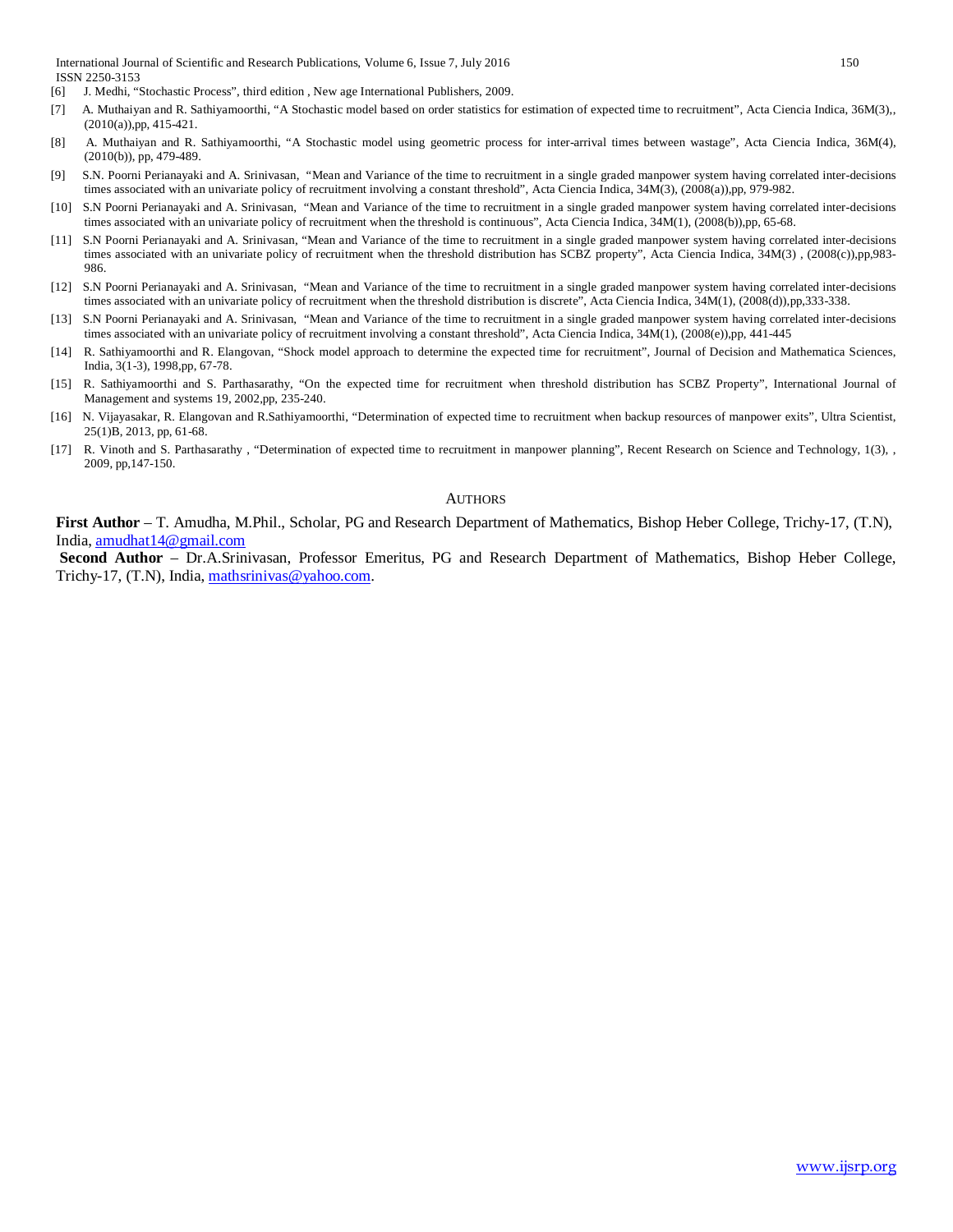[6] J. Medhi, "Stochastic Process", third edition , New age International Publishers, 2009.

[7] A. Muthaiyan and R. Sathiyamoorthi, "A Stochastic model based on order statistics for estimation of expected time to recruitment", Acta Ciencia Indica, 36M(3),, (2010(a)),pp, 415-421.

[8] A. Muthaiyan and R. Sathiyamoorthi, "A Stochastic model using geometric process for inter-arrival times between wastage", Acta Ciencia Indica, 36M(4), (2010(b)), pp, 479-489.

[9] S.N. Poorni Perianayaki and A. Srinivasan, "Mean and Variance of the time to recruitment in a single graded manpower system having correlated inter-decisions times associated with an univariate policy of recruitment involving a constant threshold", Acta Ciencia Indica, 34M(3), (2008(a)),pp, 979-982.

[10] S.N Poorni Perianayaki and A. Srinivasan, "Mean and Variance of the time to recruitment in a single graded manpower system having correlated inter-decisions times associated with an univariate policy of recruitment when the threshold is continuous", Acta Ciencia Indica, 34M(1), (2008(b)),pp, 65-68.

[11] S.N Poorni Perianayaki and A. Srinivasan, "Mean and Variance of the time to recruitment in a single graded manpower system having correlated inter-decisions times associated with an univariate policy of recruitment when the threshold distribution has SCBZ property", Acta Ciencia Indica, 34M(3) , (2008(c)),pp,983-986.

[12] S.N Poorni Perianayaki and A. Srinivasan, "Mean and Variance of the time to recruitment in a single graded manpower system having correlated inter-decisions times associated with an univariate policy of recruitment when the threshold distribution is discrete", Acta Ciencia Indica, 34M(1), (2008(d)),pp,333-338.

[13] S.N Poorni Perianayaki and A. Srinivasan, "Mean and Variance of the time to recruitment in a single graded manpower system having correlated inter-decisions times associated with an univariate policy of recruitment involving a constant threshold", Acta Ciencia Indica, 34M(1), (2008(e)),pp, 441-445

[14] R. Sathiyamoorthi and R. Elangovan, "Shock model approach to determine the expected time for recruitment", Journal of Decision and Mathematica Sciences, India, 3(1-3), 1998,pp, 67-78.

[15] R. Sathiyamoorthi and S. Parthasarathy, "On the expected time for recruitment when threshold distribution has SCBZ Property", International Journal of Management and systems 19, 2002,pp, 235-240.

[16] N. Vijayasakar, R. Elangovan and R.Sathiyamoorthi, "Determination of expected time to recruitment when backup resources of manpower exits", Ultra Scientist, 25(1)B, 2013, pp, 61-68.

[17] R. Vinoth and S. Parthasarathy , "Determination of expected time to recruitment in manpower planning", Recent Research on Science and Technology, 1(3), , 2009, pp,147-150.

## Authors

**First Author** – T. Amudha, M.Phil., Scholar, PG and Research Department of Mathematics, Bishop Heber College, Trichy-17, (T.N), India, amudhat14@gmail.com

**Second Author** – Dr.A.Srinivasan, Professor Emeritus, PG and Research Department of Mathematics, Bishop Heber College, Trichy-17, (T.N), India, mathsrinivas@yahoo.com.